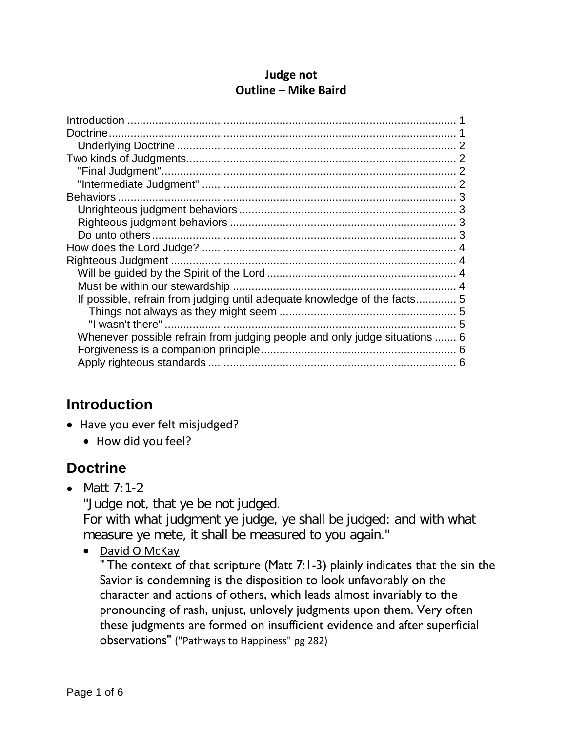**Judge not**
**Outline – Mike Baird**

Introduction ........................................................................................................ 1
Doctrine.............................................................................................................. 1
  Underlying Doctrine ........................................................................................ 2
Two kinds of Judgments..................................................................................... 2
  "Final Judgment"............................................................................................. 2
  "Intermediate Judgment" ................................................................................ 2
Behaviors ........................................................................................................... 3
  Unrighteous judgment behaviors .................................................................... 3
  Righteous judgment behaviors ........................................................................ 3
  Do unto others ................................................................................................ 3
How does the Lord Judge? ................................................................................. 4
Righteous Judgment ........................................................................................... 4
  Will be guided by the Spirit of the Lord ........................................................... 4
  Must be within our stewardship ...................................................................... 4
  If possible, refrain from judging until adequate knowledge of the facts............ 5
    Things not always as they might seem ........................................................ 5
    "I wasn't there" ............................................................................................ 5
  Whenever possible refrain from judging people and only judge situations ....... 6
  Forgiveness is a companion principle.............................................................. 6
  Apply righteous standards .............................................................................. 6

## Introduction

- Have you ever felt misjudged?
  - How did you feel?

## Doctrine

- Matt 7:1-2
  "Judge not, that ye be not judged.
  For with what judgment ye judge, ye shall be judged: and with what measure ye mete, it shall be measured to you again."
  - David O McKay
    " The context of that scripture (Matt 7:1-3) plainly indicates that the sin the Savior is condemning is the disposition to look unfavorably on the character and actions of others, which leads almost invariably to the pronouncing of rash, unjust, unlovely judgments upon them. Very often these judgments are formed on insufficient evidence and after superficial observations" ("Pathways to Happiness" pg 282)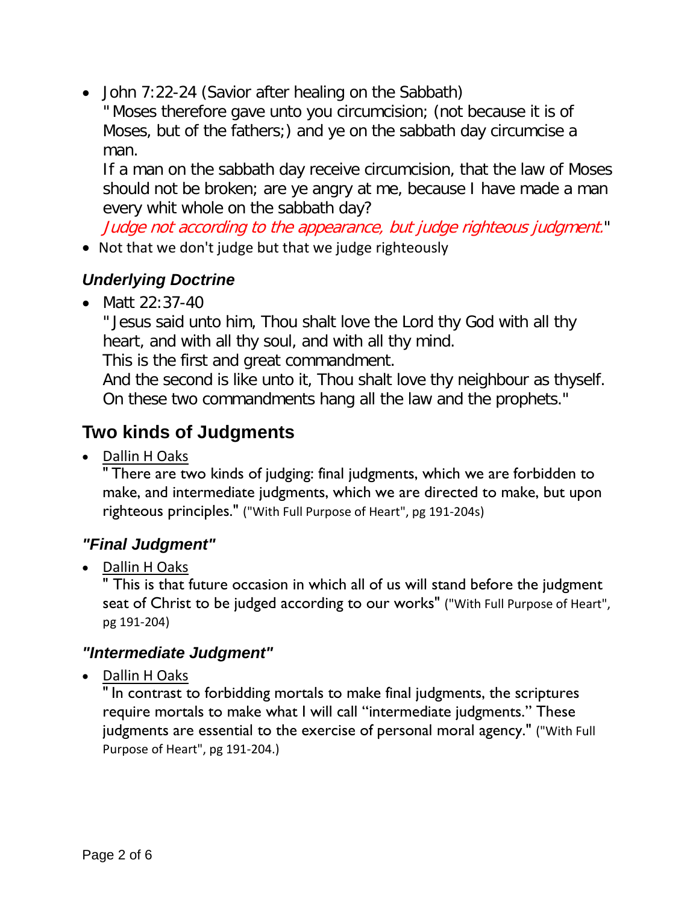- John 7:22-24 (Savior after healing on the Sabbath)
  " Moses therefore gave unto you circumcision; (not because it is of Moses, but of the fathers;) and ye on the sabbath day circumcise a man.
  If a man on the sabbath day receive circumcision, that the law of Moses should not be broken; are ye angry at me, because I have made a man every whit whole on the sabbath day?
  *Judge not according to the appearance, but judge righteous judgment.*"
- Not that we don't judge but that we judge righteously

### *Underlying Doctrine*

- Matt 22:37-40
  " Jesus said unto him, Thou shalt love the Lord thy God with all thy heart, and with all thy soul, and with all thy mind.
  This is the first and great commandment.
  And the second is like unto it, Thou shalt love thy neighbour as thyself.
  On these two commandments hang all the law and the prophets."

## Two kinds of Judgments

- Dallin H Oaks
  " There are two kinds of judging: final judgments, which we are forbidden to make, and intermediate judgments, which we are directed to make, but upon righteous principles." ("With Full Purpose of Heart", pg 191-204s)

### *"Final Judgment"*

- Dallin H Oaks
  " This is that future occasion in which all of us will stand before the judgment seat of Christ to be judged according to our works" ("With Full Purpose of Heart", pg 191-204)

### *"Intermediate Judgment"*

- Dallin H Oaks
  " In contrast to forbidding mortals to make final judgments, the scriptures require mortals to make what I will call "intermediate judgments." These judgments are essential to the exercise of personal moral agency." ("With Full Purpose of Heart", pg 191-204.)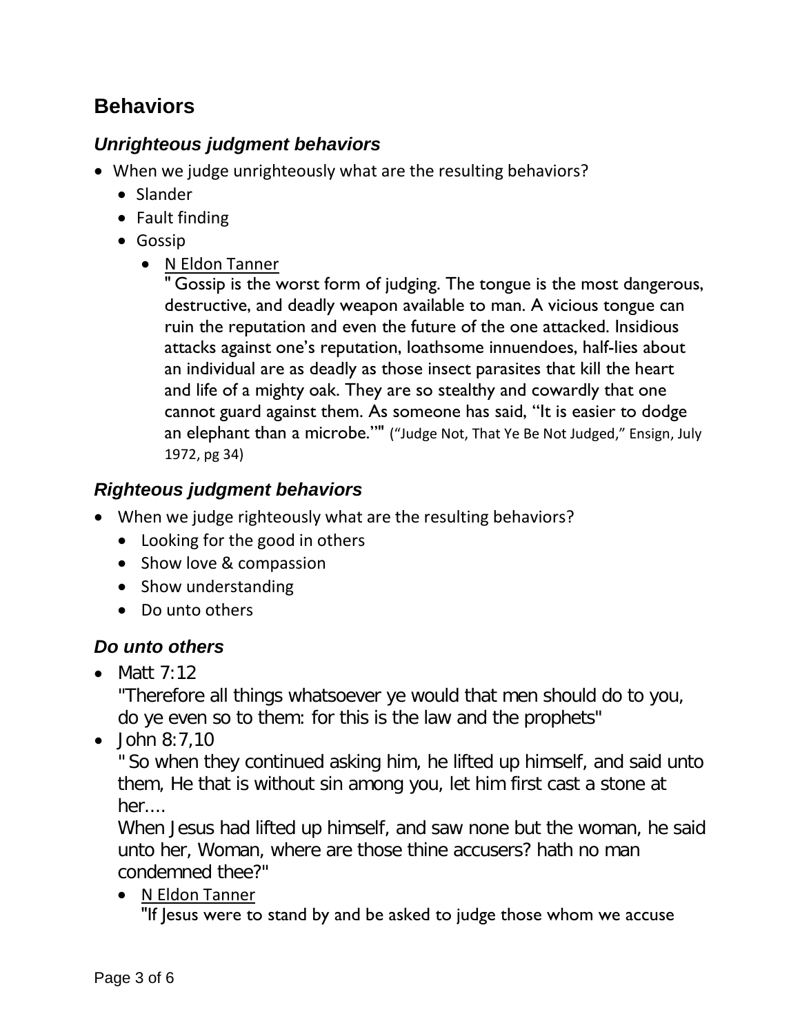## Behaviors

### *Unrighteous judgment behaviors*

- When we judge unrighteously what are the resulting behaviors?
  - Slander
  - Fault finding
  - Gossip
    - N Eldon Tanner
      " Gossip is the worst form of judging. The tongue is the most dangerous, destructive, and deadly weapon available to man. A vicious tongue can ruin the reputation and even the future of the one attacked. Insidious attacks against one's reputation, loathsome innuendoes, half-lies about an individual are as deadly as those insect parasites that kill the heart and life of a mighty oak. They are so stealthy and cowardly that one cannot guard against them. As someone has said, "It is easier to dodge an elephant than a microbe."" ("Judge Not, That Ye Be Not Judged," Ensign, July 1972, pg 34)

### *Righteous judgment behaviors*

- When we judge righteously what are the resulting behaviors?
  - Looking for the good in others
  - Show love & compassion
  - Show understanding
  - Do unto others

### *Do unto others*

- Matt 7:12
  "Therefore all things whatsoever ye would that men should do to you, do ye even so to them: for this is the law and the prophets"
- John 8:7,10
  " So when they continued asking him, he lifted up himself, and said unto them, He that is without sin among you, let him first cast a stone at her....
  When Jesus had lifted up himself, and saw none but the woman, he said unto her, Woman, where are those thine accusers? hath no man condemned thee?"
  - N Eldon Tanner
    "If Jesus were to stand by and be asked to judge those whom we accuse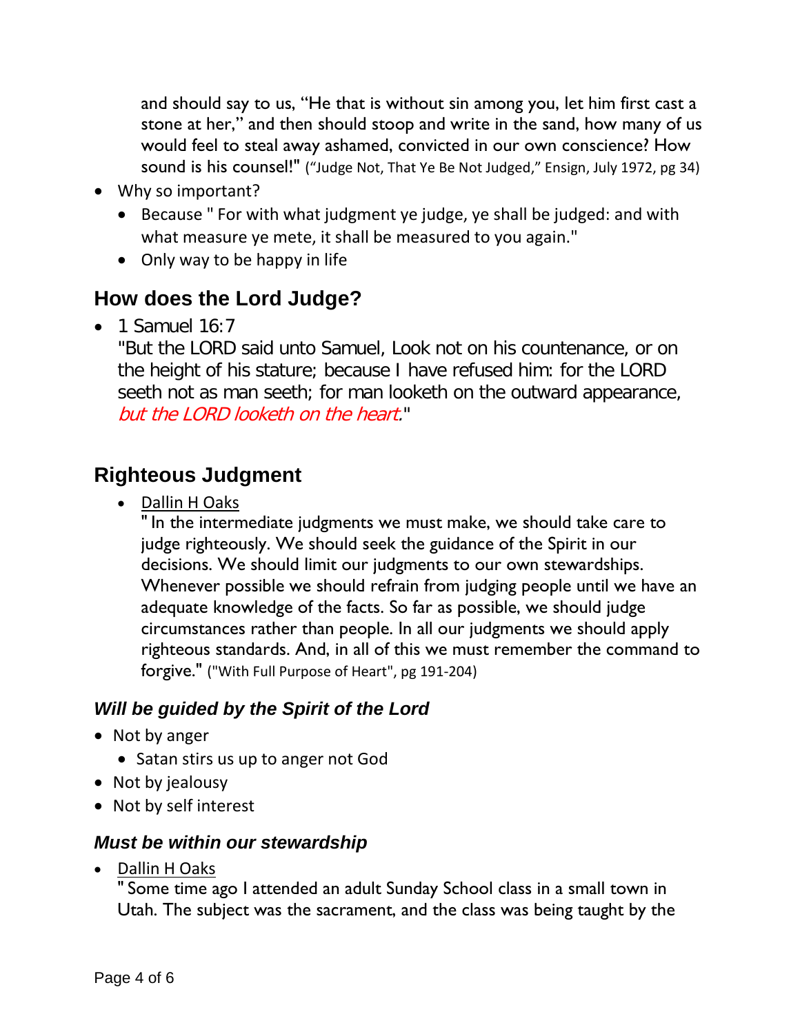and should say to us, "He that is without sin among you, let him first cast a stone at her," and then should stoop and write in the sand, how many of us would feel to steal away ashamed, convicted in our own conscience? How sound is his counsel!" ("Judge Not, That Ye Be Not Judged," Ensign, July 1972, pg 34)

- Why so important?
  - Because " For with what judgment ye judge, ye shall be judged: and with what measure ye mete, it shall be measured to you again."
  - Only way to be happy in life

## How does the Lord Judge?

- 1 Samuel 16:7
  "But the LORD said unto Samuel, Look not on his countenance, or on the height of his stature; because I have refused him: for the LORD seeth not as man seeth; for man looketh on the outward appearance, *but the LORD looketh on the heart.*"

## Righteous Judgment

- Dallin H Oaks
  " In the intermediate judgments we must make, we should take care to judge righteously. We should seek the guidance of the Spirit in our decisions. We should limit our judgments to our own stewardships. Whenever possible we should refrain from judging people until we have an adequate knowledge of the facts. So far as possible, we should judge circumstances rather than people. In all our judgments we should apply righteous standards. And, in all of this we must remember the command to forgive." ("With Full Purpose of Heart", pg 191-204)

### *Will be guided by the Spirit of the Lord*

- Not by anger
  - Satan stirs us up to anger not God
- Not by jealousy
- Not by self interest

### *Must be within our stewardship*

- Dallin H Oaks
  " Some time ago I attended an adult Sunday School class in a small town in Utah. The subject was the sacrament, and the class was being taught by the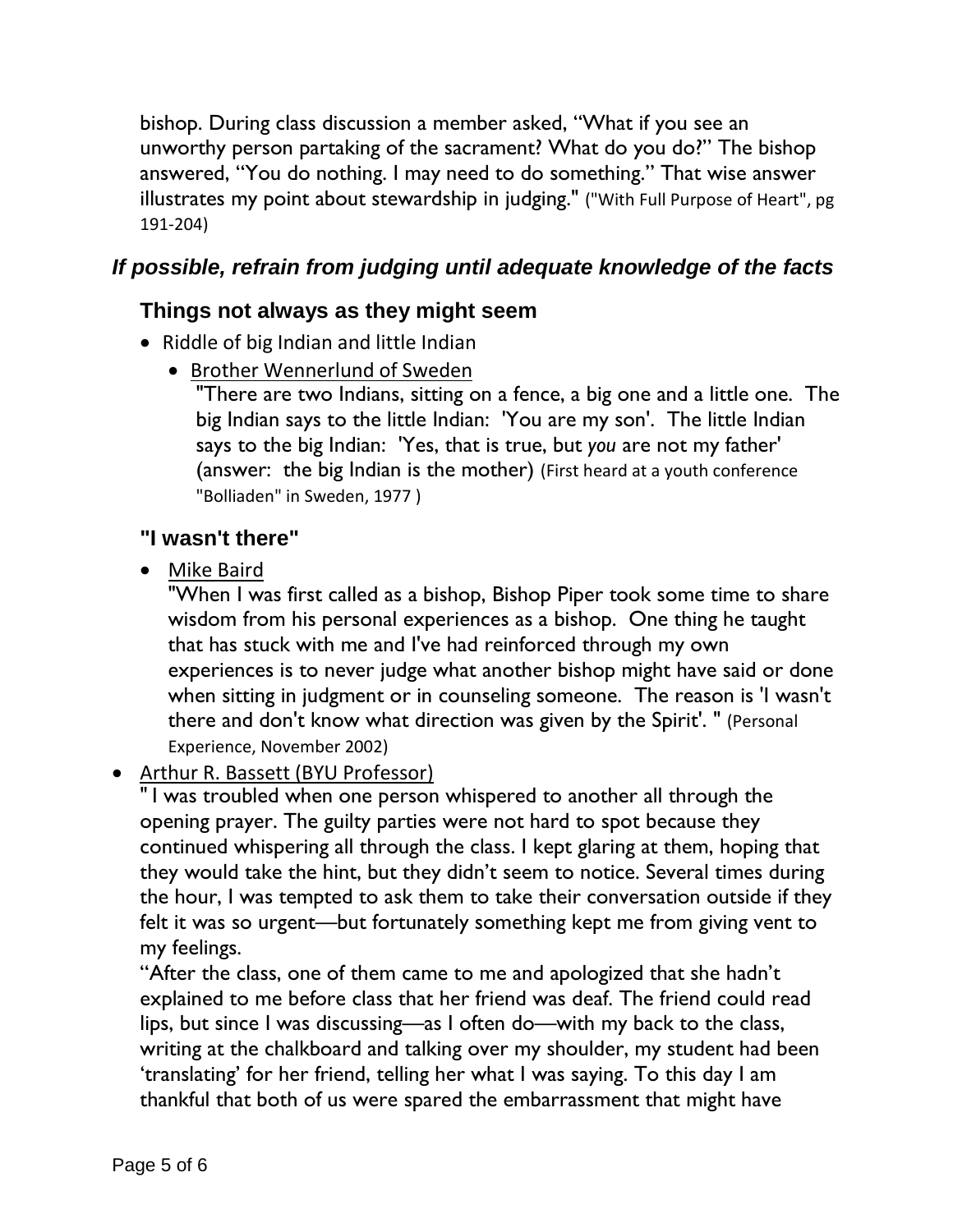bishop. During class discussion a member asked, "What if you see an unworthy person partaking of the sacrament? What do you do?" The bishop answered, "You do nothing. I may need to do something." That wise answer illustrates my point about stewardship in judging." ("With Full Purpose of Heart", pg 191-204)

### *If possible, refrain from judging until adequate knowledge of the facts*

#### Things not always as they might seem

- Riddle of big Indian and little Indian
  - Brother Wennerlund of Sweden
    "There are two Indians, sitting on a fence, a big one and a little one. The big Indian says to the little Indian: 'You are my son'. The little Indian says to the big Indian: 'Yes, that is true, but *you* are not my father' (answer: the big Indian is the mother) (First heard at a youth conference "Bolliaden" in Sweden, 1977 )

#### "I wasn't there"

- Mike Baird
  "When I was first called as a bishop, Bishop Piper took some time to share wisdom from his personal experiences as a bishop. One thing he taught that has stuck with me and I've had reinforced through my own experiences is to never judge what another bishop might have said or done when sitting in judgment or in counseling someone. The reason is 'I wasn't there and don't know what direction was given by the Spirit'. " (Personal Experience, November 2002)

- Arthur R. Bassett (BYU Professor)
  " I was troubled when one person whispered to another all through the opening prayer. The guilty parties were not hard to spot because they continued whispering all through the class. I kept glaring at them, hoping that they would take the hint, but they didn't seem to notice. Several times during the hour, I was tempted to ask them to take their conversation outside if they felt it was so urgent—but fortunately something kept me from giving vent to my feelings.
  "After the class, one of them came to me and apologized that she hadn't explained to me before class that her friend was deaf. The friend could read lips, but since I was discussing—as I often do—with my back to the class, writing at the chalkboard and talking over my shoulder, my student had been 'translating' for her friend, telling her what I was saying. To this day I am thankful that both of us were spared the embarrassment that might have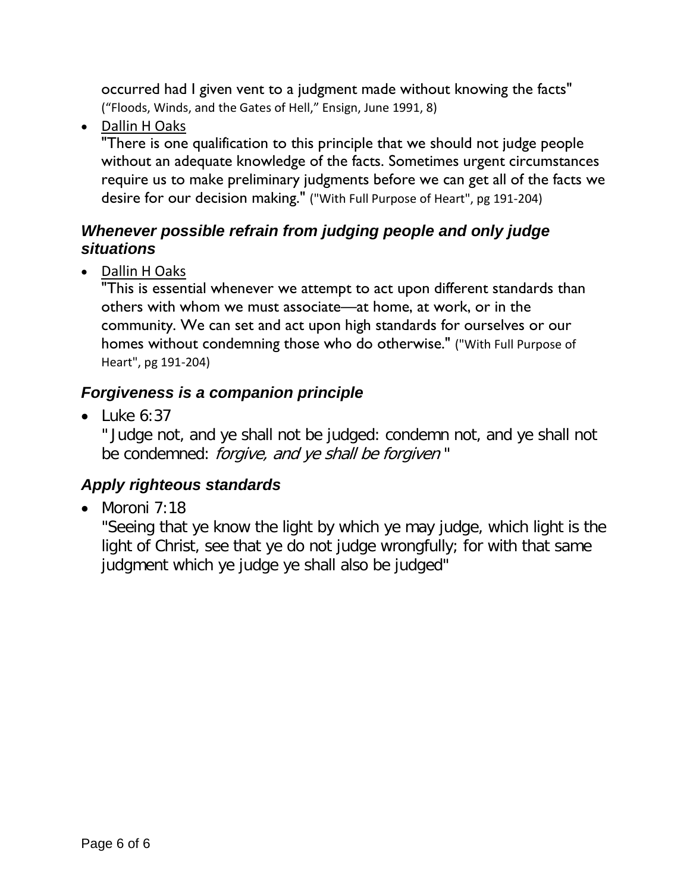occurred had I given vent to a judgment made without knowing the facts" ("Floods, Winds, and the Gates of Hell," Ensign, June 1991, 8)

- Dallin H Oaks
  "There is one qualification to this principle that we should not judge people without an adequate knowledge of the facts. Sometimes urgent circumstances require us to make preliminary judgments before we can get all of the facts we desire for our decision making." ("With Full Purpose of Heart", pg 191-204)

### *Whenever possible refrain from judging people and only judge situations*

- Dallin H Oaks
  "This is essential whenever we attempt to act upon different standards than others with whom we must associate—at home, at work, or in the community. We can set and act upon high standards for ourselves or our homes without condemning those who do otherwise." ("With Full Purpose of Heart", pg 191-204)

### *Forgiveness is a companion principle*

- Luke 6:37
  " Judge not, and ye shall not be judged: condemn not, and ye shall not be condemned: *forgive, and ye shall be forgiven* "

### *Apply righteous standards*

- Moroni 7:18
  "Seeing that ye know the light by which ye may judge, which light is the light of Christ, see that ye do not judge wrongfully; for with that same judgment which ye judge ye shall also be judged"